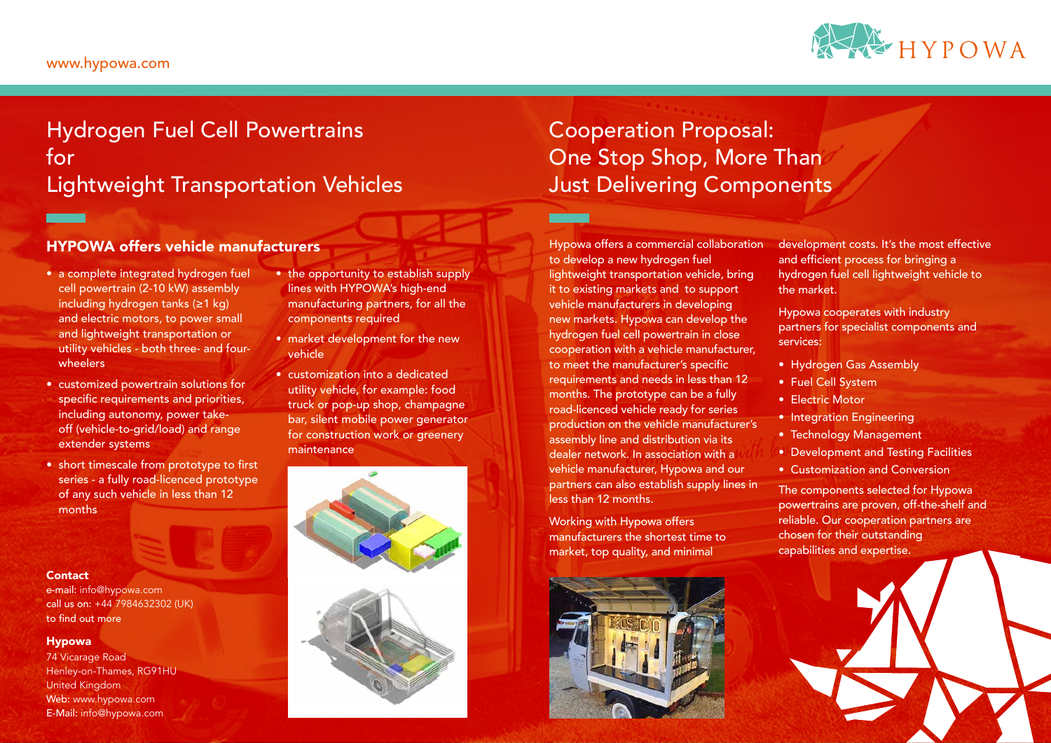www.hypowa.com

# Hydrogen Fuel Cell Powertrains for Lightweight Transportation Vehicles

## HYPOWA offers vehicle manufacturers

- a complete integrated hydrogen fuel cell powertrain (2-10 kW) assembly including hydrogen tanks (≥1 kg) and electric motors, to power small and lightweight transportation or utility vehicles - both three- and four-wheelers
- customized powertrain solutions for specific requirements and priorities, including autonomy, power take-off (vehicle-to-grid/load) and range extender systems
- short timescale from prototype to first series - a fully road-licenced prototype of any such vehicle in less than 12 months
- the opportunity to establish supply lines with HYPOWA's high-end manufacturing partners, for all the components required
- market development for the new vehicle
- customization into a dedicated utility vehicle, for example: food truck or pop-up shop, champagne bar, silent mobile power generator for construction work or greenery maintenance

**Contact**
e-mail: info@hypowa.com
call us on: +44 7984632302 (UK)
to find out more

**Hypowa**
74 Vicarage Road
Henley-on-Thames, RG91HU
United Kingdom
Web: www.hypowa.com
E-Mail: info@hypowa.com

# Cooperation Proposal: One Stop Shop, More Than Just Delivering Components

Hypowa offers a commercial collaboration to develop a new hydrogen fuel lightweight transportation vehicle, bring it to existing markets and to support vehicle manufacturers in developing new markets. Hypowa can develop the hydrogen fuel cell powertrain in close cooperation with a vehicle manufacturer, to meet the manufacturer's specific requirements and needs in less than 12 months. The prototype can be a fully road-licenced vehicle ready for series production on the vehicle manufacturer's assembly line and distribution via its dealer network. In association with a vehicle manufacturer, Hypowa and our partners can also establish supply lines in less than 12 months.

Working with Hypowa offers manufacturers the shortest time to market, top quality, and minimal development costs. It's the most effective and efficient process for bringing a hydrogen fuel cell lightweight vehicle to the market.

Hypowa cooperates with industry partners for specialist components and services:

- Hydrogen Gas Assembly
- Fuel Cell System
- Electric Motor
- Integration Engineering
- Technology Management
- Development and Testing Facilities
- Customization and Conversion

The components selected for Hypowa powertrains are proven, off-the-shelf and reliable. Our cooperation partners are chosen for their outstanding capabilities and expertise.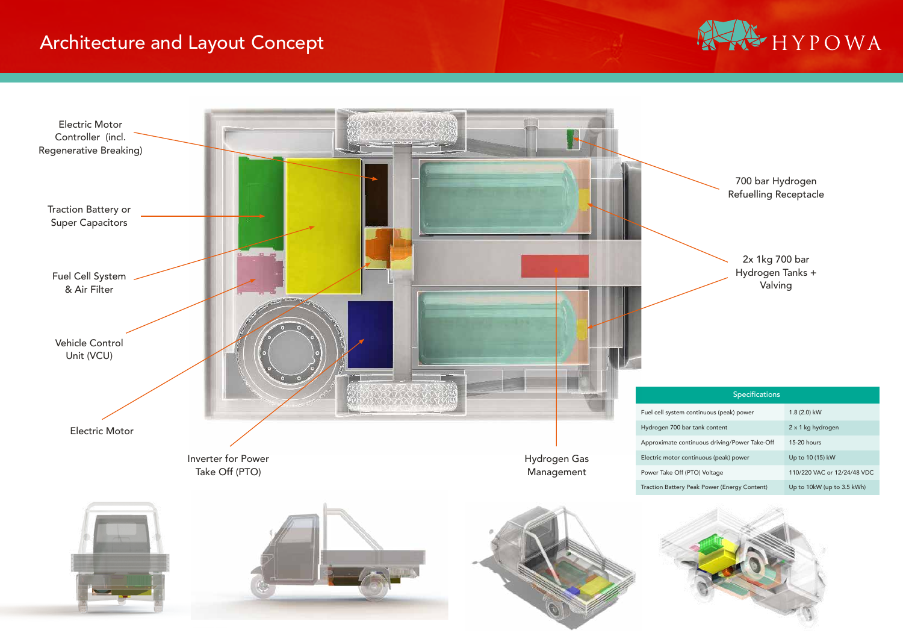# Architecture and Layout Concept

HYPOWA

Electric Motor Controller (incl. Regenerative Breaking)

Traction Battery or Super Capacitors

Fuel Cell System & Air Filter

Vehicle Control Unit (VCU)

Electric Motor

Inverter for Power Take Off (PTO)

Hydrogen Gas Management

700 bar Hydrogen Refuelling Receptacle

2x 1kg 700 bar Hydrogen Tanks + Valving

| Specifications | |
|---|---|
| Fuel cell system continuous (peak) power | 1.8 (2.0) kW |
| Hydrogen 700 bar tank content | 2 x 1 kg hydrogen |
| Approximate continuous driving/Power Take-Off | 15-20 hours |
| Electric motor continuous (peak) power | Up to 10 (15) kW |
| Power Take Off (PTO) Voltage | 110/220 VAC or 12/24/48 VDC |
| Traction Battery Peak Power (Energy Content) | Up to 10kW (up to 3.5 kWh) |